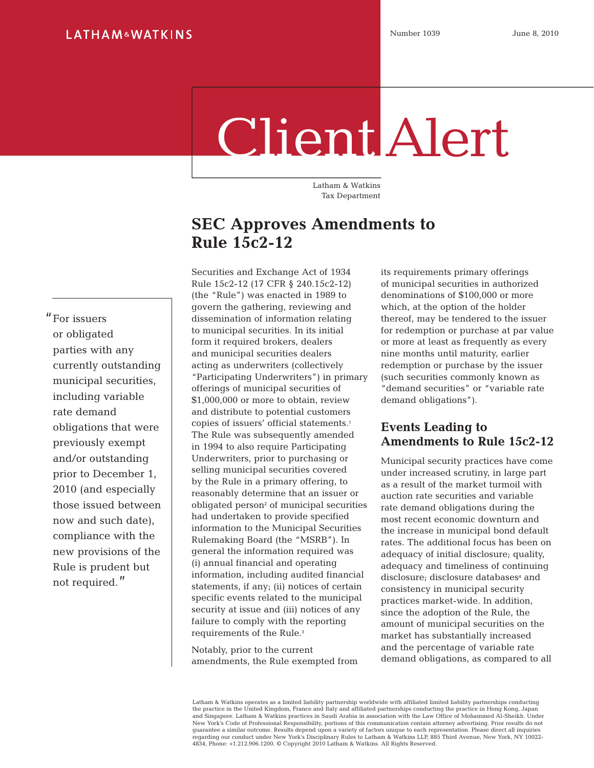LATHAM&WATKINS

Number 1039 June 8, 2010

# Client Alert

Latham & Watkins
Tax Department

## SEC Approves Amendments to Rule 15c2-12

"For issuers or obligated parties with any currently outstanding municipal securities, including variable rate demand obligations that were previously exempt and/or outstanding prior to December 1, 2010 (and especially those issued between now and such date), compliance with the new provisions of the Rule is prudent but not required."

Securities and Exchange Act of 1934 Rule 15c2-12 (17 CFR § 240.15c2-12) (the "Rule") was enacted in 1989 to govern the gathering, reviewing and dissemination of information relating to municipal securities. In its initial form it required brokers, dealers and municipal securities dealers acting as underwriters (collectively "Participating Underwriters") in primary offerings of municipal securities of $1,000,000 or more to obtain, review and distribute to potential customers copies of issuers' official statements.[1] The Rule was subsequently amended in 1994 to also require Participating Underwriters, prior to purchasing or selling municipal securities covered by the Rule in a primary offering, to reasonably determine that an issuer or obligated person[2] of municipal securities had undertaken to provide specified information to the Municipal Securities Rulemaking Board (the "MSRB"). In general the information required was (i) annual financial and operating information, including audited financial statements, if any; (ii) notices of certain specific events related to the municipal security at issue and (iii) notices of any failure to comply with the reporting requirements of the Rule.[3]

Notably, prior to the current amendments, the Rule exempted from its requirements primary offerings of municipal securities in authorized denominations of $100,000 or more which, at the option of the holder thereof, may be tendered to the issuer for redemption or purchase at par value or more at least as frequently as every nine months until maturity, earlier redemption or purchase by the issuer (such securities commonly known as "demand securities" or "variable rate demand obligations").

### Events Leading to Amendments to Rule 15c2-12

Municipal security practices have come under increased scrutiny, in large part as a result of the market turmoil with auction rate securities and variable rate demand obligations during the most recent economic downturn and the increase in municipal bond default rates. The additional focus has been on adequacy of initial disclosure; quality, adequacy and timeliness of continuing disclosure; disclosure databases[4] and consistency in municipal security practices market-wide. In addition, since the adoption of the Rule, the amount of municipal securities on the market has substantially increased and the percentage of variable rate demand obligations, as compared to all

Latham & Watkins operates as a limited liability partnership worldwide with affiliated limited liability partnerships conducting the practice in the United Kingdom, France and Italy and affiliated partnerships conducting the practice in Hong Kong, Japan and Singapore. Latham & Watkins practices in Saudi Arabia in association with the Law Office of Mohammed Al-Sheikh. Under New York's Code of Professional Responsibility, portions of this communication contain attorney advertising. Prior results do not guarantee a similar outcome. Results depend upon a variety of factors unique to each representation. Please direct all inquiries regarding our conduct under New York's Disciplinary Rules to Latham & Watkins LLP, 885 Third Avenue, New York, NY 10022-4834, Phone: +1.212.906.1200. © Copyright 2010 Latham & Watkins. All Rights Reserved.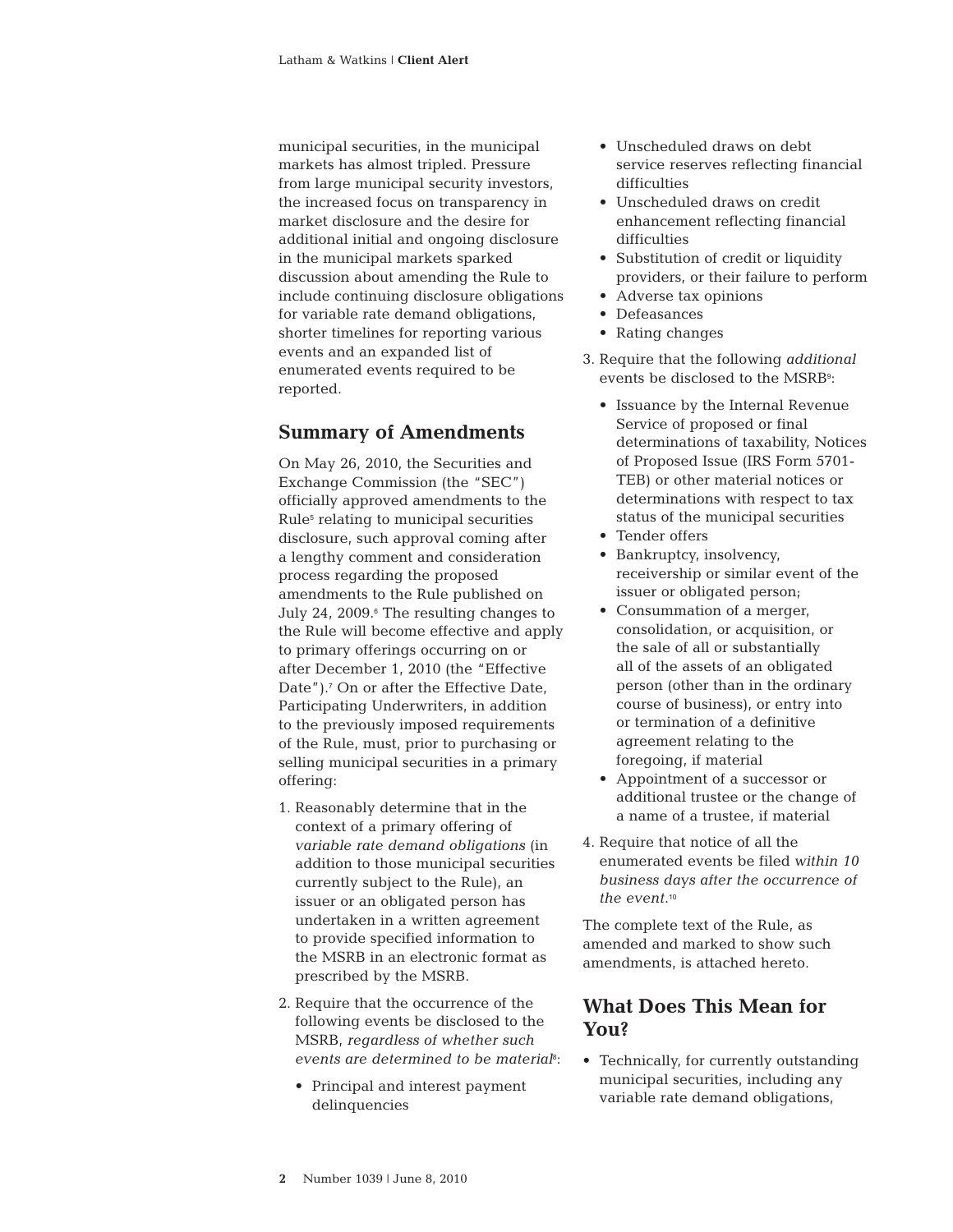municipal securities, in the municipal markets has almost tripled. Pressure from large municipal security investors, the increased focus on transparency in market disclosure and the desire for additional initial and ongoing disclosure in the municipal markets sparked discussion about amending the Rule to include continuing disclosure obligations for variable rate demand obligations, shorter timelines for reporting various events and an expanded list of enumerated events required to be reported.

## Summary of Amendments

On May 26, 2010, the Securities and Exchange Commission (the "SEC") officially approved amendments to the Rule[5] relating to municipal securities disclosure, such approval coming after a lengthy comment and consideration process regarding the proposed amendments to the Rule published on July 24, 2009.[6] The resulting changes to the Rule will become effective and apply to primary offerings occurring on or after December 1, 2010 (the "Effective Date").[7] On or after the Effective Date, Participating Underwriters, in addition to the previously imposed requirements of the Rule, must, prior to purchasing or selling municipal securities in a primary offering:

1. Reasonably determine that in the context of a primary offering of *variable rate demand obligations* (in addition to those municipal securities currently subject to the Rule), an issuer or an obligated person has undertaken in a written agreement to provide specified information to the MSRB in an electronic format as prescribed by the MSRB.

2. Require that the occurrence of the following events be disclosed to the MSRB, *regardless of whether such events are determined to be material*[8]:

   - Principal and interest payment delinquencies
   - Unscheduled draws on debt service reserves reflecting financial difficulties
   - Unscheduled draws on credit enhancement reflecting financial difficulties
   - Substitution of credit or liquidity providers, or their failure to perform
   - Adverse tax opinions
   - Defeasances
   - Rating changes

3. Require that the following *additional* events be disclosed to the MSRB[9]:

   - Issuance by the Internal Revenue Service of proposed or final determinations of taxability, Notices of Proposed Issue (IRS Form 5701-TEB) or other material notices or determinations with respect to tax status of the municipal securities
   - Tender offers
   - Bankruptcy, insolvency, receivership or similar event of the issuer or obligated person;
   - Consummation of a merger, consolidation, or acquisition, or the sale of all or substantially all of the assets of an obligated person (other than in the ordinary course of business), or entry into or termination of a definitive agreement relating to the foregoing, if material
   - Appointment of a successor or additional trustee or the change of a name of a trustee, if material

4. Require that notice of all the enumerated events be filed *within 10 business days after the occurrence of the event.*[10]

The complete text of the Rule, as amended and marked to show such amendments, is attached hereto.

## What Does This Mean for You?

- Technically, for currently outstanding municipal securities, including any variable rate demand obligations,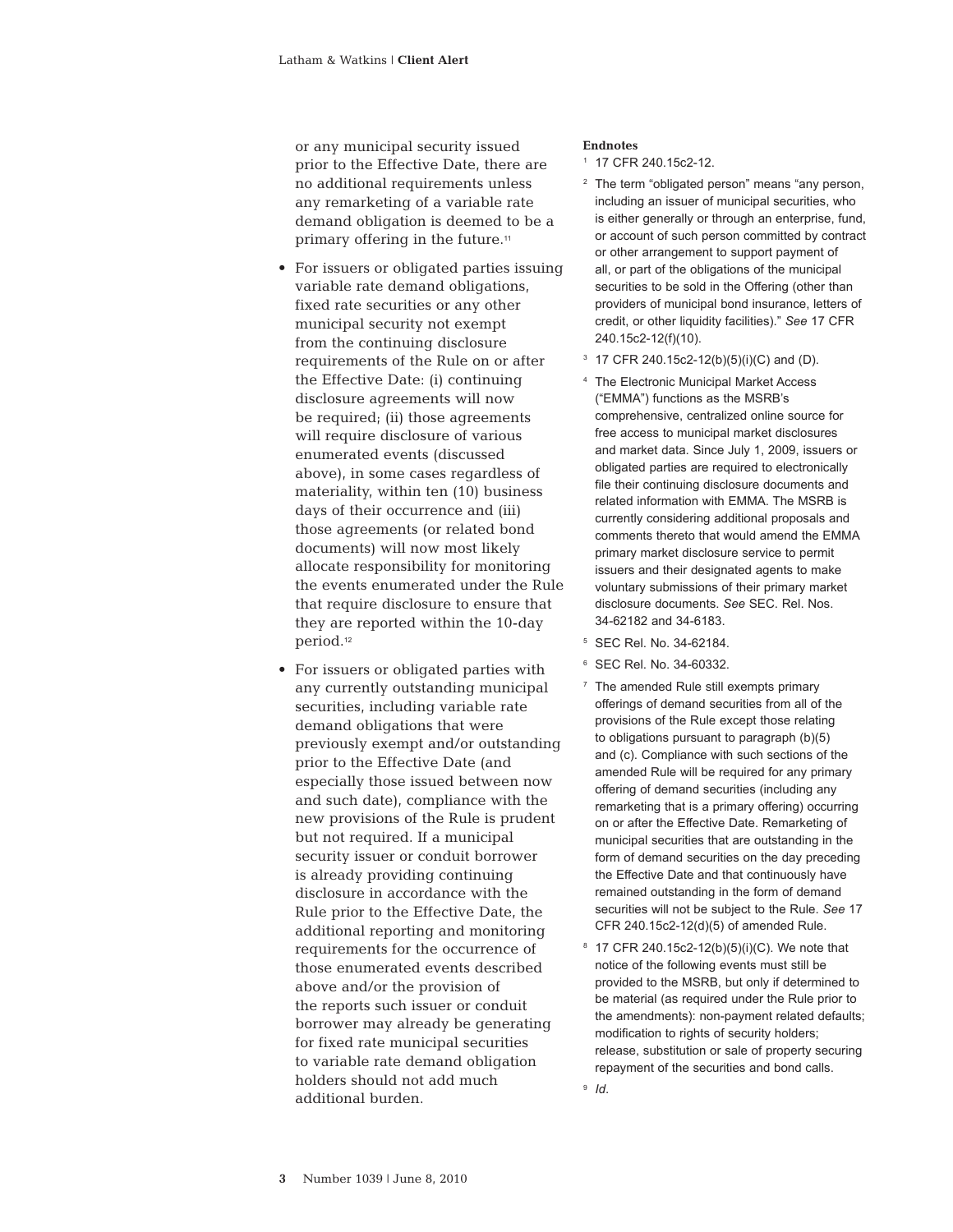or any municipal security issued prior to the Effective Date, there are no additional requirements unless any remarketing of a variable rate demand obligation is deemed to be a primary offering in the future.[11]

- For issuers or obligated parties issuing variable rate demand obligations, fixed rate securities or any other municipal security not exempt from the continuing disclosure requirements of the Rule on or after the Effective Date: (i) continuing disclosure agreements will now be required; (ii) those agreements will require disclosure of various enumerated events (discussed above), in some cases regardless of materiality, within ten (10) business days of their occurrence and (iii) those agreements (or related bond documents) will now most likely allocate responsibility for monitoring the events enumerated under the Rule that require disclosure to ensure that they are reported within the 10-day period.[12]

- For issuers or obligated parties with any currently outstanding municipal securities, including variable rate demand obligations that were previously exempt and/or outstanding prior to the Effective Date (and especially those issued between now and such date), compliance with the new provisions of the Rule is prudent but not required. If a municipal security issuer or conduit borrower is already providing continuing disclosure in accordance with the Rule prior to the Effective Date, the additional reporting and monitoring requirements for the occurrence of those enumerated events described above and/or the provision of the reports such issuer or conduit borrower may already be generating for fixed rate municipal securities to variable rate demand obligation holders should not add much additional burden.

**Endnotes**

1. 17 CFR 240.15c2-12.
2. The term "obligated person" means "any person, including an issuer of municipal securities, who is either generally or through an enterprise, fund, or account of such person committed by contract or other arrangement to support payment of all, or part of the obligations of the municipal securities to be sold in the Offering (other than providers of municipal bond insurance, letters of credit, or other liquidity facilities)." *See* 17 CFR 240.15c2-12(f)(10).
3. 17 CFR 240.15c2-12(b)(5)(i)(C) and (D).
4. The Electronic Municipal Market Access ("EMMA") functions as the MSRB's comprehensive, centralized online source for free access to municipal market disclosures and market data. Since July 1, 2009, issuers or obligated parties are required to electronically file their continuing disclosure documents and related information with EMMA. The MSRB is currently considering additional proposals and comments thereto that would amend the EMMA primary market disclosure service to permit issuers and their designated agents to make voluntary submissions of their primary market disclosure documents. *See* SEC. Rel. Nos. 34-62182 and 34-6183.
5. SEC Rel. No. 34-62184.
6. SEC Rel. No. 34-60332.
7. The amended Rule still exempts primary offerings of demand securities from all of the provisions of the Rule except those relating to obligations pursuant to paragraph (b)(5) and (c). Compliance with such sections of the amended Rule will be required for any primary offering of demand securities (including any remarketing that is a primary offering) occurring on or after the Effective Date. Remarketing of municipal securities that are outstanding in the form of demand securities on the day preceding the Effective Date and that continuously have remained outstanding in the form of demand securities will not be subject to the Rule. *See* 17 CFR 240.15c2-12(d)(5) of amended Rule.
8. 17 CFR 240.15c2-12(b)(5)(i)(C). We note that notice of the following events must still be provided to the MSRB, but only if determined to be material (as required under the Rule prior to the amendments): non-payment related defaults; modification to rights of security holders; release, substitution or sale of property securing repayment of the securities and bond calls.
9. *Id.*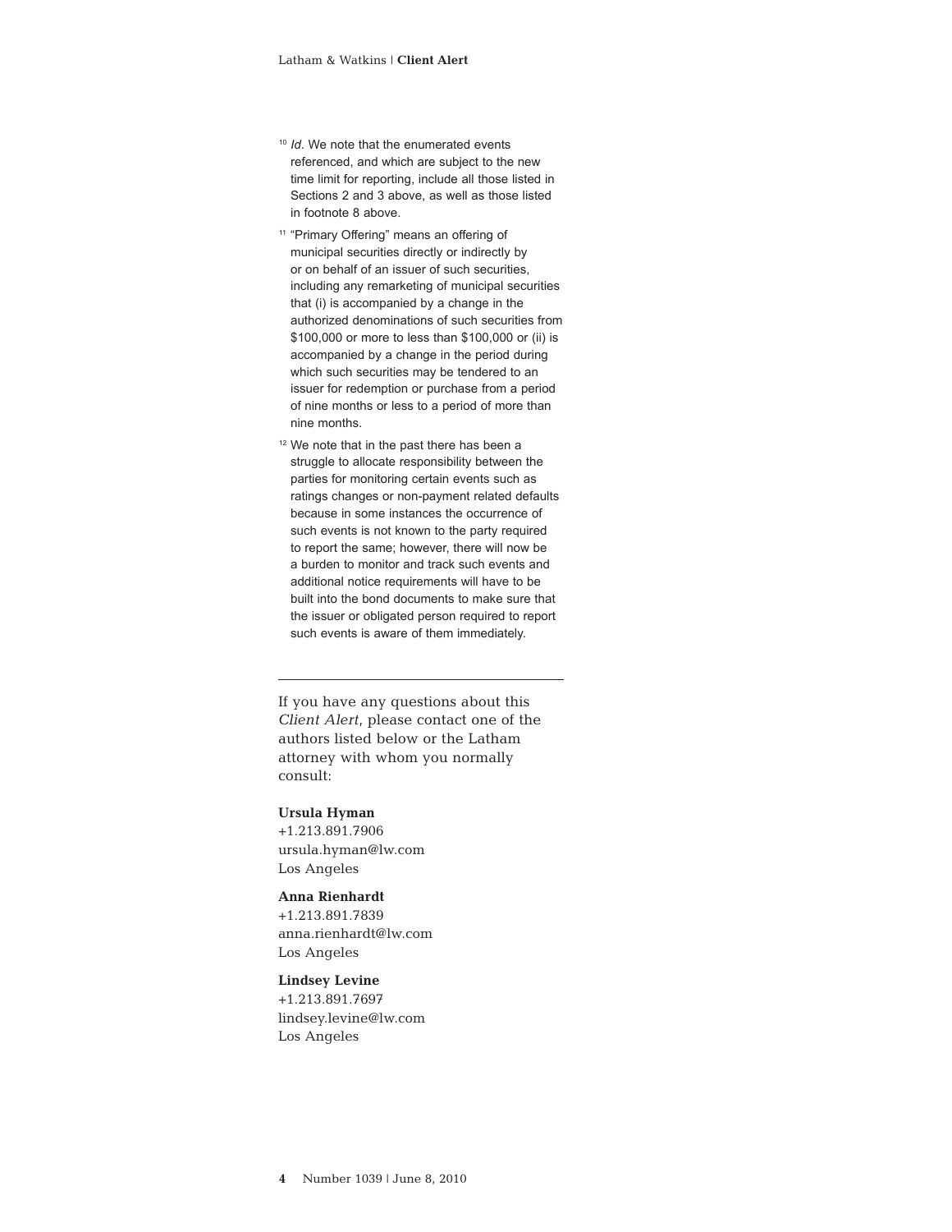[10] *Id*. We note that the enumerated events referenced, and which are subject to the new time limit for reporting, include all those listed in Sections 2 and 3 above, as well as those listed in footnote 8 above.

[11] "Primary Offering" means an offering of municipal securities directly or indirectly by or on behalf of an issuer of such securities, including any remarketing of municipal securities that (i) is accompanied by a change in the authorized denominations of such securities from $100,000 or more to less than $100,000 or (ii) is accompanied by a change in the period during which such securities may be tendered to an issuer for redemption or purchase from a period of nine months or less to a period of more than nine months.

[12] We note that in the past there has been a struggle to allocate responsibility between the parties for monitoring certain events such as ratings changes or non-payment related defaults because in some instances the occurrence of such events is not known to the party required to report the same; however, there will now be a burden to monitor and track such events and additional notice requirements will have to be built into the bond documents to make sure that the issuer or obligated person required to report such events is aware of them immediately.

---

If you have any questions about this *Client Alert*, please contact one of the authors listed below or the Latham attorney with whom you normally consult:

**Ursula Hyman**
+1.213.891.7906
ursula.hyman@lw.com
Los Angeles

**Anna Rienhardt**
+1.213.891.7839
anna.rienhardt@lw.com
Los Angeles

**Lindsey Levine**
+1.213.891.7697
lindsey.levine@lw.com
Los Angeles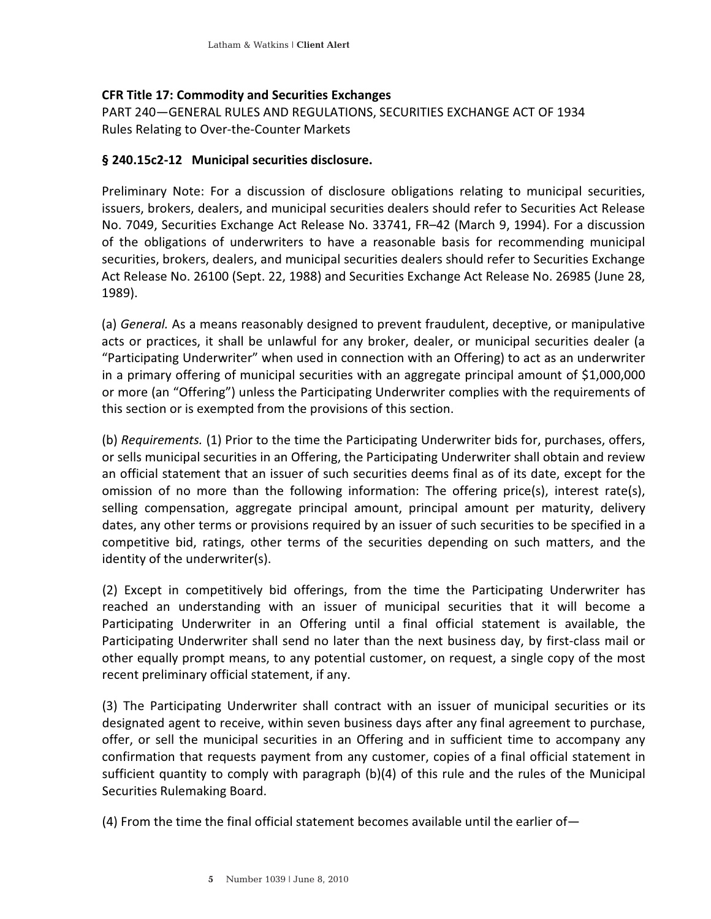**CFR Title 17: Commodity and Securities Exchanges**

PART 240—GENERAL RULES AND REGULATIONS, SECURITIES EXCHANGE ACT OF 1934
Rules Relating to Over-the-Counter Markets

**§ 240.15c2-12 Municipal securities disclosure.**

Preliminary Note: For a discussion of disclosure obligations relating to municipal securities, issuers, brokers, dealers, and municipal securities dealers should refer to Securities Act Release No. 7049, Securities Exchange Act Release No. 33741, FR–42 (March 9, 1994). For a discussion of the obligations of underwriters to have a reasonable basis for recommending municipal securities, brokers, dealers, and municipal securities dealers should refer to Securities Exchange Act Release No. 26100 (Sept. 22, 1988) and Securities Exchange Act Release No. 26985 (June 28, 1989).

(a) *General.* As a means reasonably designed to prevent fraudulent, deceptive, or manipulative acts or practices, it shall be unlawful for any broker, dealer, or municipal securities dealer (a "Participating Underwriter" when used in connection with an Offering) to act as an underwriter in a primary offering of municipal securities with an aggregate principal amount of $1,000,000 or more (an "Offering") unless the Participating Underwriter complies with the requirements of this section or is exempted from the provisions of this section.

(b) *Requirements.* (1) Prior to the time the Participating Underwriter bids for, purchases, offers, or sells municipal securities in an Offering, the Participating Underwriter shall obtain and review an official statement that an issuer of such securities deems final as of its date, except for the omission of no more than the following information: The offering price(s), interest rate(s), selling compensation, aggregate principal amount, principal amount per maturity, delivery dates, any other terms or provisions required by an issuer of such securities to be specified in a competitive bid, ratings, other terms of the securities depending on such matters, and the identity of the underwriter(s).

(2) Except in competitively bid offerings, from the time the Participating Underwriter has reached an understanding with an issuer of municipal securities that it will become a Participating Underwriter in an Offering until a final official statement is available, the Participating Underwriter shall send no later than the next business day, by first-class mail or other equally prompt means, to any potential customer, on request, a single copy of the most recent preliminary official statement, if any.

(3) The Participating Underwriter shall contract with an issuer of municipal securities or its designated agent to receive, within seven business days after any final agreement to purchase, offer, or sell the municipal securities in an Offering and in sufficient time to accompany any confirmation that requests payment from any customer, copies of a final official statement in sufficient quantity to comply with paragraph (b)(4) of this rule and the rules of the Municipal Securities Rulemaking Board.

(4) From the time the final official statement becomes available until the earlier of—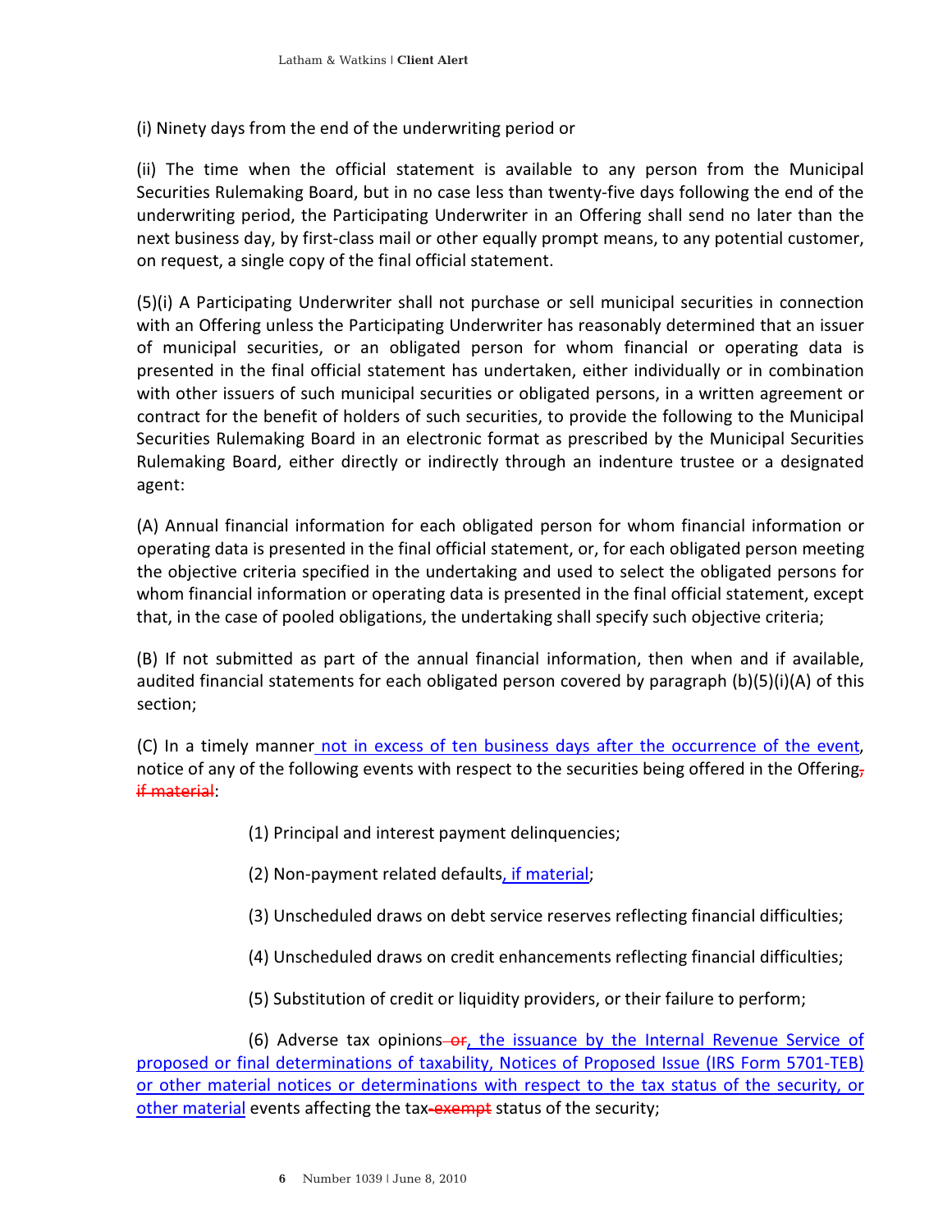(i) Ninety days from the end of the underwriting period or

(ii) The time when the official statement is available to any person from the Municipal Securities Rulemaking Board, but in no case less than twenty-five days following the end of the underwriting period, the Participating Underwriter in an Offering shall send no later than the next business day, by first-class mail or other equally prompt means, to any potential customer, on request, a single copy of the final official statement.

(5)(i) A Participating Underwriter shall not purchase or sell municipal securities in connection with an Offering unless the Participating Underwriter has reasonably determined that an issuer of municipal securities, or an obligated person for whom financial or operating data is presented in the final official statement has undertaken, either individually or in combination with other issuers of such municipal securities or obligated persons, in a written agreement or contract for the benefit of holders of such securities, to provide the following to the Municipal Securities Rulemaking Board in an electronic format as prescribed by the Municipal Securities Rulemaking Board, either directly or indirectly through an indenture trustee or a designated agent:

(A) Annual financial information for each obligated person for whom financial information or operating data is presented in the final official statement, or, for each obligated person meeting the objective criteria specified in the undertaking and used to select the obligated persons for whom financial information or operating data is presented in the final official statement, except that, in the case of pooled obligations, the undertaking shall specify such objective criteria;

(B) If not submitted as part of the annual financial information, then when and if available, audited financial statements for each obligated person covered by paragraph (b)(5)(i)(A) of this section;

(C) In a timely manner not in excess of ten business days after the occurrence of the event, notice of any of the following events with respect to the securities being offered in the Offering~~, if material~~:

(1) Principal and interest payment delinquencies;

(2) Non-payment related defaults, if material;

(3) Unscheduled draws on debt service reserves reflecting financial difficulties;

(4) Unscheduled draws on credit enhancements reflecting financial difficulties;

(5) Substitution of credit or liquidity providers, or their failure to perform;

(6) Adverse tax opinions ~~or~~, the issuance by the Internal Revenue Service of proposed or final determinations of taxability, Notices of Proposed Issue (IRS Form 5701-TEB) or other material notices or determinations with respect to the tax status of the security, or other material events affecting the tax~~-exempt~~ status of the security;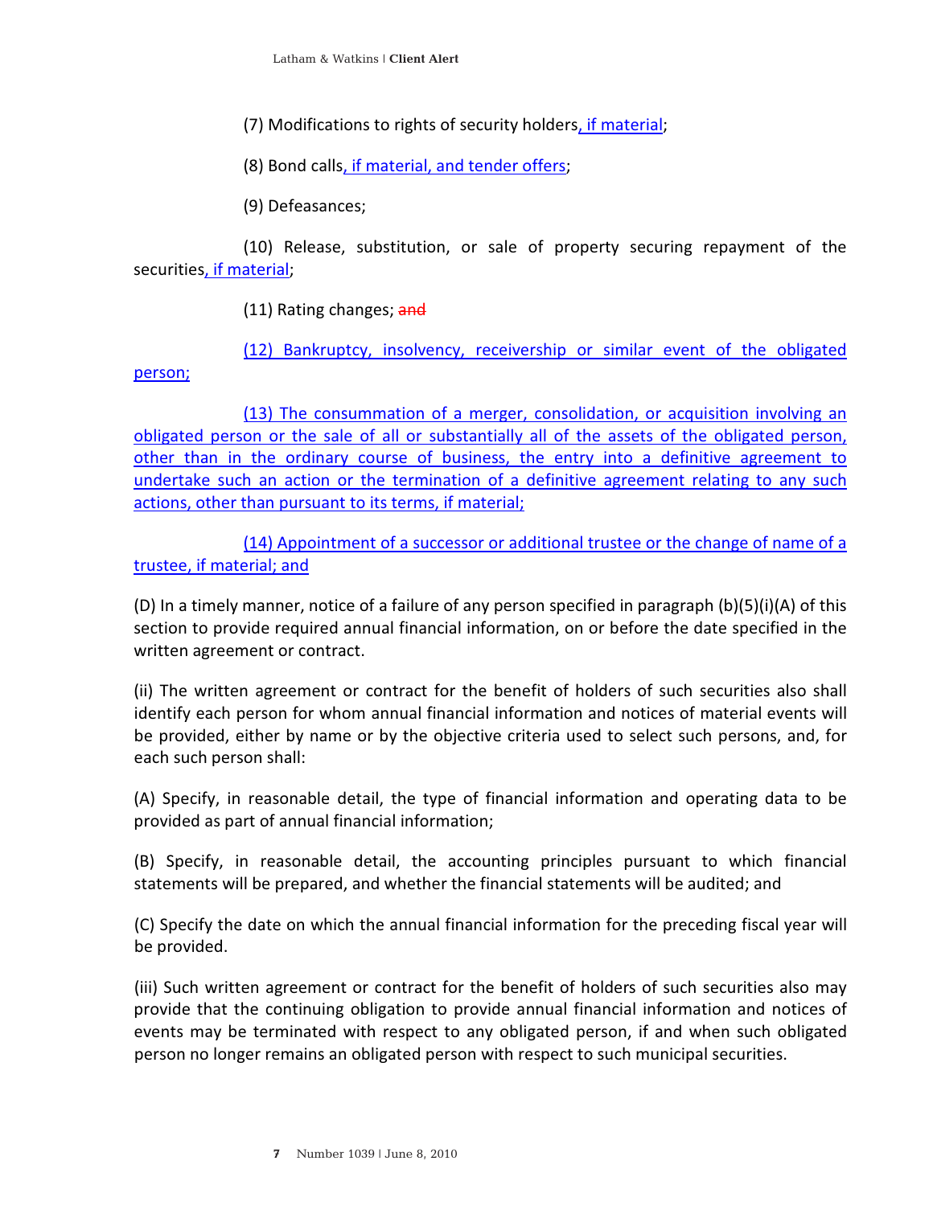(7) Modifications to rights of security holders, if material;

(8) Bond calls, if material, and tender offers;

(9) Defeasances;

(10) Release, substitution, or sale of property securing repayment of the securities, if material;

(11) Rating changes; ~~and~~

(12) Bankruptcy, insolvency, receivership or similar event of the obligated person;

(13) The consummation of a merger, consolidation, or acquisition involving an obligated person or the sale of all or substantially all of the assets of the obligated person, other than in the ordinary course of business, the entry into a definitive agreement to undertake such an action or the termination of a definitive agreement relating to any such actions, other than pursuant to its terms, if material;

(14) Appointment of a successor or additional trustee or the change of name of a trustee, if material; and

(D) In a timely manner, notice of a failure of any person specified in paragraph (b)(5)(i)(A) of this section to provide required annual financial information, on or before the date specified in the written agreement or contract.

(ii) The written agreement or contract for the benefit of holders of such securities also shall identify each person for whom annual financial information and notices of material events will be provided, either by name or by the objective criteria used to select such persons, and, for each such person shall:

(A) Specify, in reasonable detail, the type of financial information and operating data to be provided as part of annual financial information;

(B) Specify, in reasonable detail, the accounting principles pursuant to which financial statements will be prepared, and whether the financial statements will be audited; and

(C) Specify the date on which the annual financial information for the preceding fiscal year will be provided.

(iii) Such written agreement or contract for the benefit of holders of such securities also may provide that the continuing obligation to provide annual financial information and notices of events may be terminated with respect to any obligated person, if and when such obligated person no longer remains an obligated person with respect to such municipal securities.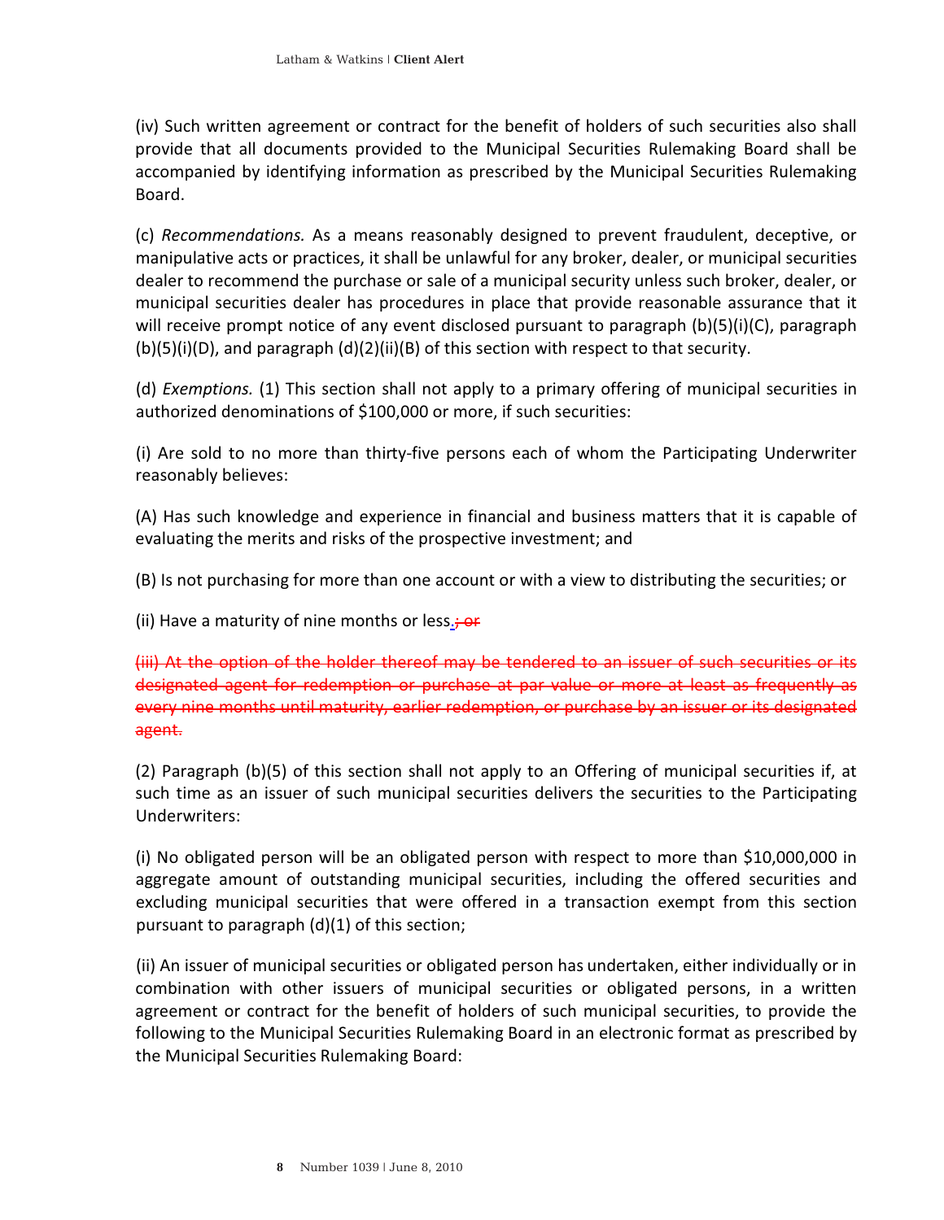(iv) Such written agreement or contract for the benefit of holders of such securities also shall provide that all documents provided to the Municipal Securities Rulemaking Board shall be accompanied by identifying information as prescribed by the Municipal Securities Rulemaking Board.

(c) *Recommendations.* As a means reasonably designed to prevent fraudulent, deceptive, or manipulative acts or practices, it shall be unlawful for any broker, dealer, or municipal securities dealer to recommend the purchase or sale of a municipal security unless such broker, dealer, or municipal securities dealer has procedures in place that provide reasonable assurance that it will receive prompt notice of any event disclosed pursuant to paragraph (b)(5)(i)(C), paragraph (b)(5)(i)(D), and paragraph (d)(2)(ii)(B) of this section with respect to that security.

(d) *Exemptions.* (1) This section shall not apply to a primary offering of municipal securities in authorized denominations of $100,000 or more, if such securities:

(i) Are sold to no more than thirty-five persons each of whom the Participating Underwriter reasonably believes:

(A) Has such knowledge and experience in financial and business matters that it is capable of evaluating the merits and risks of the prospective investment; and

(B) Is not purchasing for more than one account or with a view to distributing the securities; or

(ii) Have a maturity of nine months or less.~~; or~~

~~(iii) At the option of the holder thereof may be tendered to an issuer of such securities or its designated agent for redemption or purchase at par value or more at least as frequently as every nine months until maturity, earlier redemption, or purchase by an issuer or its designated agent.~~

(2) Paragraph (b)(5) of this section shall not apply to an Offering of municipal securities if, at such time as an issuer of such municipal securities delivers the securities to the Participating Underwriters:

(i) No obligated person will be an obligated person with respect to more than $10,000,000 in aggregate amount of outstanding municipal securities, including the offered securities and excluding municipal securities that were offered in a transaction exempt from this section pursuant to paragraph (d)(1) of this section;

(ii) An issuer of municipal securities or obligated person has undertaken, either individually or in combination with other issuers of municipal securities or obligated persons, in a written agreement or contract for the benefit of holders of such municipal securities, to provide the following to the Municipal Securities Rulemaking Board in an electronic format as prescribed by the Municipal Securities Rulemaking Board: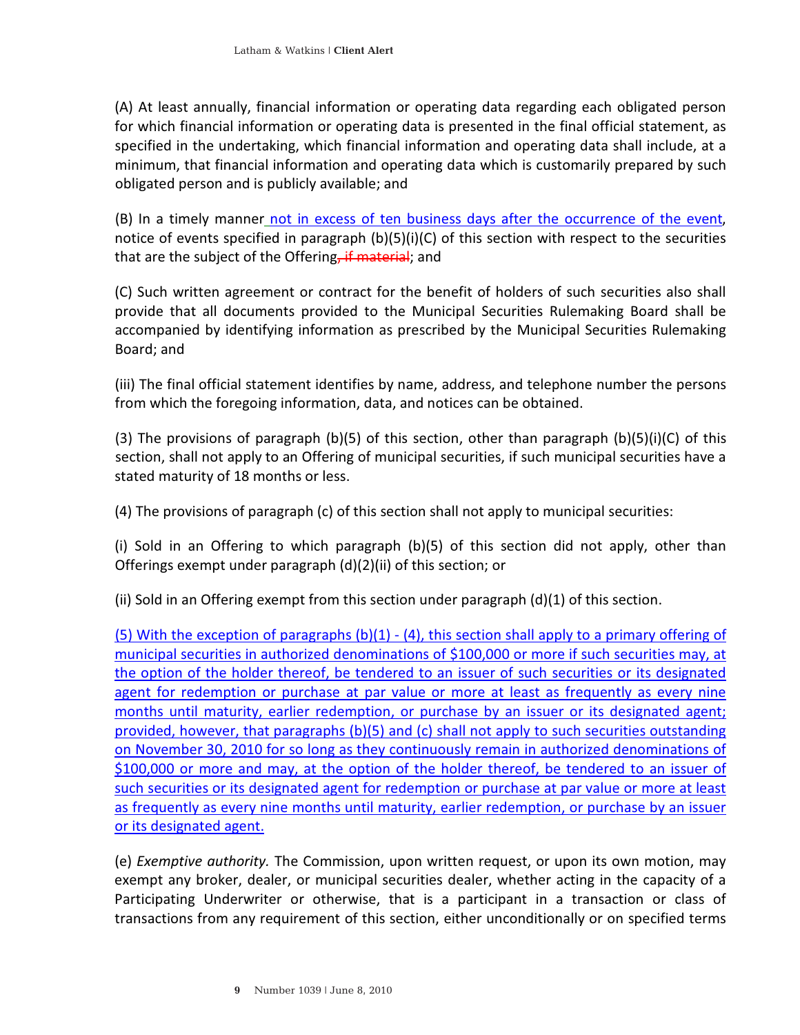(A) At least annually, financial information or operating data regarding each obligated person for which financial information or operating data is presented in the final official statement, as specified in the undertaking, which financial information and operating data shall include, at a minimum, that financial information and operating data which is customarily prepared by such obligated person and is publicly available; and

(B) In a timely manner not in excess of ten business days after the occurrence of the event, notice of events specified in paragraph (b)(5)(i)(C) of this section with respect to the securities that are the subject of the Offering~~, if material~~; and

(C) Such written agreement or contract for the benefit of holders of such securities also shall provide that all documents provided to the Municipal Securities Rulemaking Board shall be accompanied by identifying information as prescribed by the Municipal Securities Rulemaking Board; and

(iii) The final official statement identifies by name, address, and telephone number the persons from which the foregoing information, data, and notices can be obtained.

(3) The provisions of paragraph (b)(5) of this section, other than paragraph (b)(5)(i)(C) of this section, shall not apply to an Offering of municipal securities, if such municipal securities have a stated maturity of 18 months or less.

(4) The provisions of paragraph (c) of this section shall not apply to municipal securities:

(i) Sold in an Offering to which paragraph (b)(5) of this section did not apply, other than Offerings exempt under paragraph (d)(2)(ii) of this section; or

(ii) Sold in an Offering exempt from this section under paragraph (d)(1) of this section.

(5) With the exception of paragraphs (b)(1) - (4), this section shall apply to a primary offering of municipal securities in authorized denominations of $100,000 or more if such securities may, at the option of the holder thereof, be tendered to an issuer of such securities or its designated agent for redemption or purchase at par value or more at least as frequently as every nine months until maturity, earlier redemption, or purchase by an issuer or its designated agent; provided, however, that paragraphs (b)(5) and (c) shall not apply to such securities outstanding on November 30, 2010 for so long as they continuously remain in authorized denominations of $100,000 or more and may, at the option of the holder thereof, be tendered to an issuer of such securities or its designated agent for redemption or purchase at par value or more at least as frequently as every nine months until maturity, earlier redemption, or purchase by an issuer or its designated agent.

(e) *Exemptive authority.* The Commission, upon written request, or upon its own motion, may exempt any broker, dealer, or municipal securities dealer, whether acting in the capacity of a Participating Underwriter or otherwise, that is a participant in a transaction or class of transactions from any requirement of this section, either unconditionally or on specified terms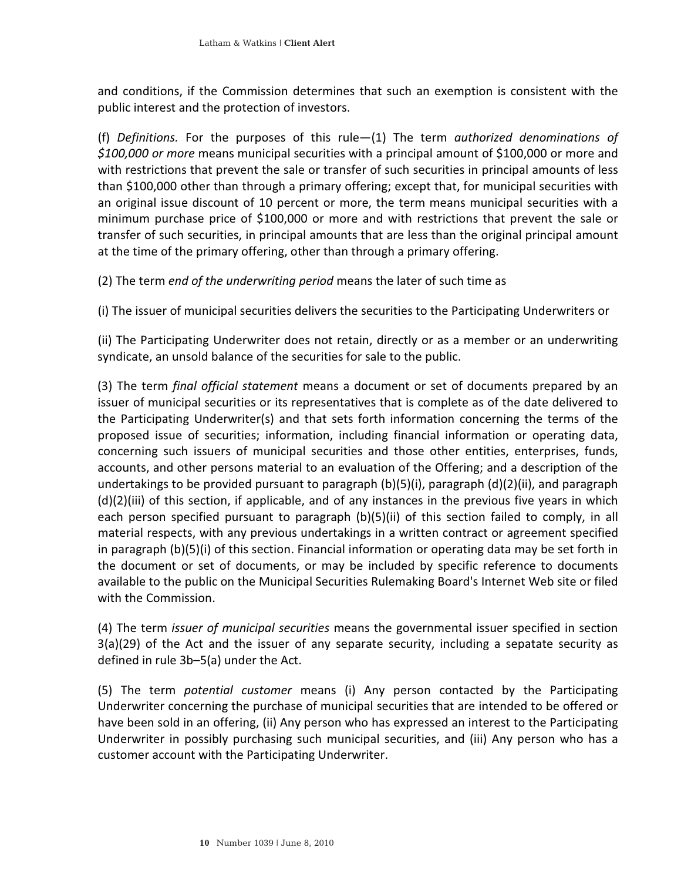and conditions, if the Commission determines that such an exemption is consistent with the public interest and the protection of investors.

(f) *Definitions.* For the purposes of this rule—(1) The term *authorized denominations of $100,000 or more* means municipal securities with a principal amount of $100,000 or more and with restrictions that prevent the sale or transfer of such securities in principal amounts of less than $100,000 other than through a primary offering; except that, for municipal securities with an original issue discount of 10 percent or more, the term means municipal securities with a minimum purchase price of $100,000 or more and with restrictions that prevent the sale or transfer of such securities, in principal amounts that are less than the original principal amount at the time of the primary offering, other than through a primary offering.

(2) The term *end of the underwriting period* means the later of such time as

(i) The issuer of municipal securities delivers the securities to the Participating Underwriters or

(ii) The Participating Underwriter does not retain, directly or as a member or an underwriting syndicate, an unsold balance of the securities for sale to the public.

(3) The term *final official statement* means a document or set of documents prepared by an issuer of municipal securities or its representatives that is complete as of the date delivered to the Participating Underwriter(s) and that sets forth information concerning the terms of the proposed issue of securities; information, including financial information or operating data, concerning such issuers of municipal securities and those other entities, enterprises, funds, accounts, and other persons material to an evaluation of the Offering; and a description of the undertakings to be provided pursuant to paragraph (b)(5)(i), paragraph (d)(2)(ii), and paragraph (d)(2)(iii) of this section, if applicable, and of any instances in the previous five years in which each person specified pursuant to paragraph (b)(5)(ii) of this section failed to comply, in all material respects, with any previous undertakings in a written contract or agreement specified in paragraph (b)(5)(i) of this section. Financial information or operating data may be set forth in the document or set of documents, or may be included by specific reference to documents available to the public on the Municipal Securities Rulemaking Board's Internet Web site or filed with the Commission.

(4) The term *issuer of municipal securities* means the governmental issuer specified in section 3(a)(29) of the Act and the issuer of any separate security, including a sepatate security as defined in rule 3b–5(a) under the Act.

(5) The term *potential customer* means (i) Any person contacted by the Participating Underwriter concerning the purchase of municipal securities that are intended to be offered or have been sold in an offering, (ii) Any person who has expressed an interest to the Participating Underwriter in possibly purchasing such municipal securities, and (iii) Any person who has a customer account with the Participating Underwriter.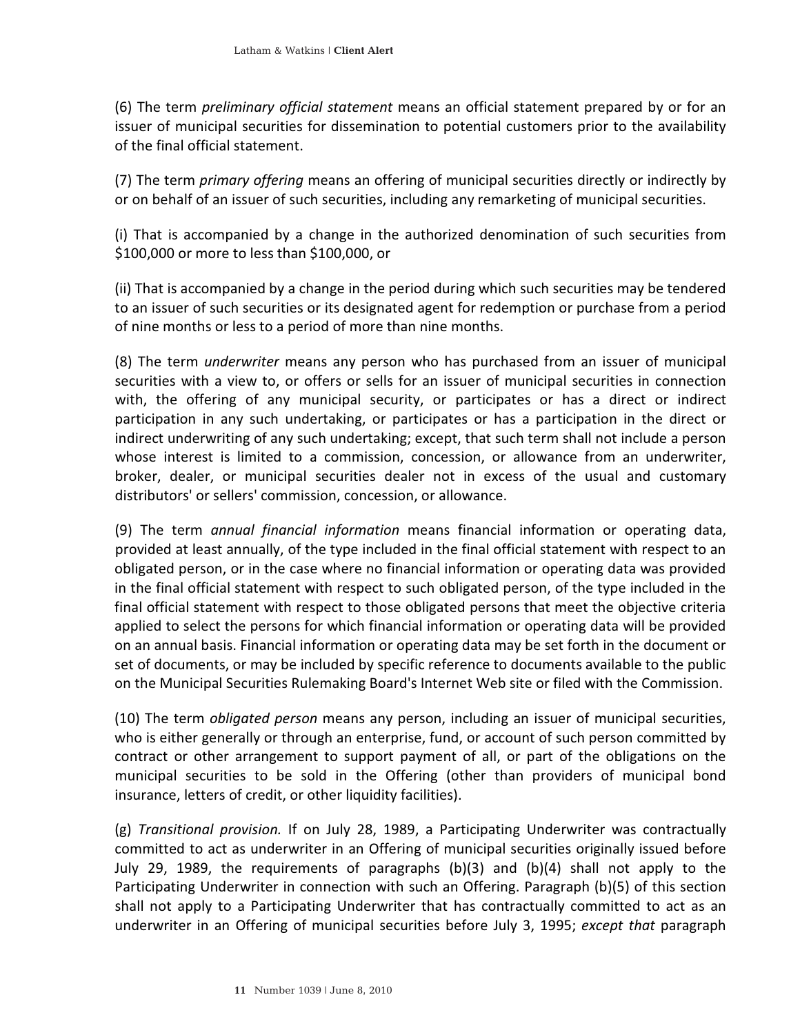(6) The term *preliminary official statement* means an official statement prepared by or for an issuer of municipal securities for dissemination to potential customers prior to the availability of the final official statement.

(7) The term *primary offering* means an offering of municipal securities directly or indirectly by or on behalf of an issuer of such securities, including any remarketing of municipal securities.

(i) That is accompanied by a change in the authorized denomination of such securities from $100,000 or more to less than $100,000, or

(ii) That is accompanied by a change in the period during which such securities may be tendered to an issuer of such securities or its designated agent for redemption or purchase from a period of nine months or less to a period of more than nine months.

(8) The term *underwriter* means any person who has purchased from an issuer of municipal securities with a view to, or offers or sells for an issuer of municipal securities in connection with, the offering of any municipal security, or participates or has a direct or indirect participation in any such undertaking, or participates or has a participation in the direct or indirect underwriting of any such undertaking; except, that such term shall not include a person whose interest is limited to a commission, concession, or allowance from an underwriter, broker, dealer, or municipal securities dealer not in excess of the usual and customary distributors' or sellers' commission, concession, or allowance.

(9) The term *annual financial information* means financial information or operating data, provided at least annually, of the type included in the final official statement with respect to an obligated person, or in the case where no financial information or operating data was provided in the final official statement with respect to such obligated person, of the type included in the final official statement with respect to those obligated persons that meet the objective criteria applied to select the persons for which financial information or operating data will be provided on an annual basis. Financial information or operating data may be set forth in the document or set of documents, or may be included by specific reference to documents available to the public on the Municipal Securities Rulemaking Board's Internet Web site or filed with the Commission.

(10) The term *obligated person* means any person, including an issuer of municipal securities, who is either generally or through an enterprise, fund, or account of such person committed by contract or other arrangement to support payment of all, or part of the obligations on the municipal securities to be sold in the Offering (other than providers of municipal bond insurance, letters of credit, or other liquidity facilities).

(g) *Transitional provision.* If on July 28, 1989, a Participating Underwriter was contractually committed to act as underwriter in an Offering of municipal securities originally issued before July 29, 1989, the requirements of paragraphs (b)(3) and (b)(4) shall not apply to the Participating Underwriter in connection with such an Offering. Paragraph (b)(5) of this section shall not apply to a Participating Underwriter that has contractually committed to act as an underwriter in an Offering of municipal securities before July 3, 1995; *except that* paragraph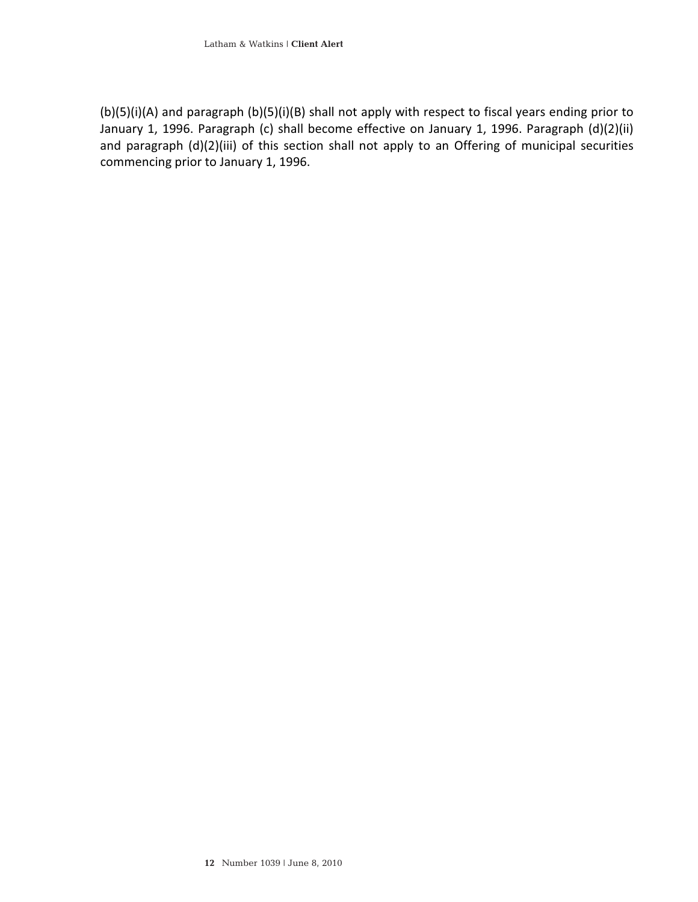(b)(5)(i)(A) and paragraph (b)(5)(i)(B) shall not apply with respect to fiscal years ending prior to January 1, 1996. Paragraph (c) shall become effective on January 1, 1996. Paragraph (d)(2)(ii) and paragraph (d)(2)(iii) of this section shall not apply to an Offering of municipal securities commencing prior to January 1, 1996.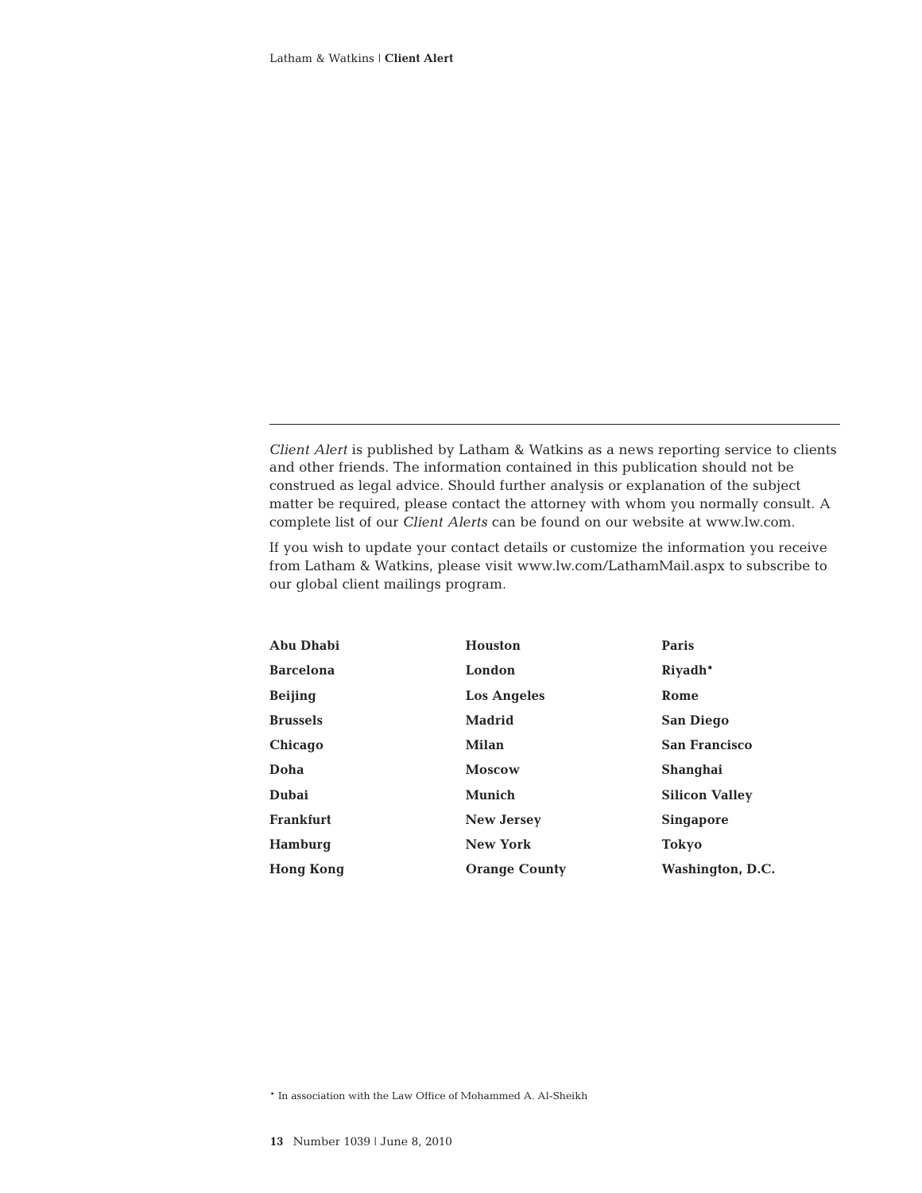*Client Alert* is published by Latham & Watkins as a news reporting service to clients and other friends. The information contained in this publication should not be construed as legal advice. Should further analysis or explanation of the subject matter be required, please contact the attorney with whom you normally consult. A complete list of our *Client Alerts* can be found on our website at www.lw.com.

If you wish to update your contact details or customize the information you receive from Latham & Watkins, please visit www.lw.com/LathamMail.aspx to subscribe to our global client mailings program.

| | | |
|---|---|---|
| **Abu Dhabi** | **Houston** | **Paris** |
| **Barcelona** | **London** | **Riyadh*** |
| **Beijing** | **Los Angeles** | **Rome** |
| **Brussels** | **Madrid** | **San Diego** |
| **Chicago** | **Milan** | **San Francisco** |
| **Doha** | **Moscow** | **Shanghai** |
| **Dubai** | **Munich** | **Silicon Valley** |
| **Frankfurt** | **New Jersey** | **Singapore** |
| **Hamburg** | **New York** | **Tokyo** |
| **Hong Kong** | **Orange County** | **Washington, D.C.** |

* In association with the Law Office of Mohammed A. Al-Sheikh